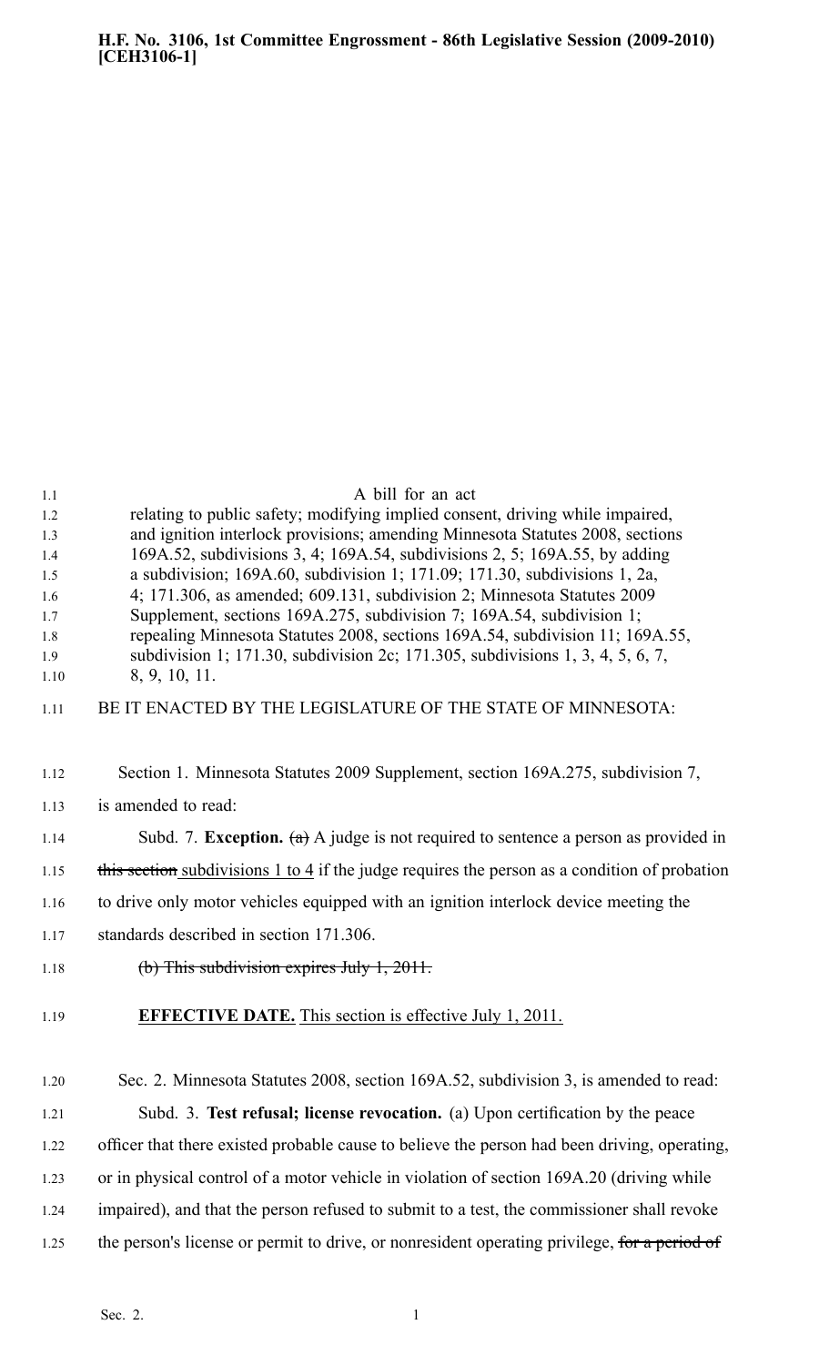**H.F. No. 3106, 1st Committee Engrossment - 86th Legislative Session (2009-2010) [CEH3106-1]**

A bill for an act

relating to public safety; modifying implied consent, driving while impaired, and ignition interlock provisions; amending Minnesota Statutes 2008, sections 169A.52, subdivisions 3, 4; 169A.54, subdivisions 2, 5; 169A.55, by adding a subdivision; 169A.60, subdivision 1; 171.09; 171.30, subdivisions 1, 2a, 4; 171.306, as amended; 609.131, subdivision 2; Minnesota Statutes 2009 Supplement, sections 169A.275, subdivision 7; 169A.54, subdivision 1; repealing Minnesota Statutes 2008, sections 169A.54, subdivision 11; 169A.55, subdivision 1; 171.30, subdivision 2c; 171.305, subdivisions 1, 3, 4, 5, 6, 7, 8, 9, 10, 11.

BE IT ENACTED BY THE LEGISLATURE OF THE STATE OF MINNESOTA:

Section 1. Minnesota Statutes 2009 Supplement, section 169A.275, subdivision 7, is amended to read:

Subd. 7. **Exception.** ~~(a)~~ A judge is not required to sentence a person as provided in ~~this section~~ subdivisions 1 to 4 if the judge requires the person as a condition of probation to drive only motor vehicles equipped with an ignition interlock device meeting the standards described in section 171.306.

~~(b) This subdivision expires July 1, 2011.~~

**EFFECTIVE DATE.** This section is effective July 1, 2011.

Sec. 2. Minnesota Statutes 2008, section 169A.52, subdivision 3, is amended to read:

Subd. 3. **Test refusal; license revocation.** (a) Upon certification by the peace officer that there existed probable cause to believe the person had been driving, operating, or in physical control of a motor vehicle in violation of section 169A.20 (driving while impaired), and that the person refused to submit to a test, the commissioner shall revoke the person's license or permit to drive, or nonresident operating privilege, ~~for a period of~~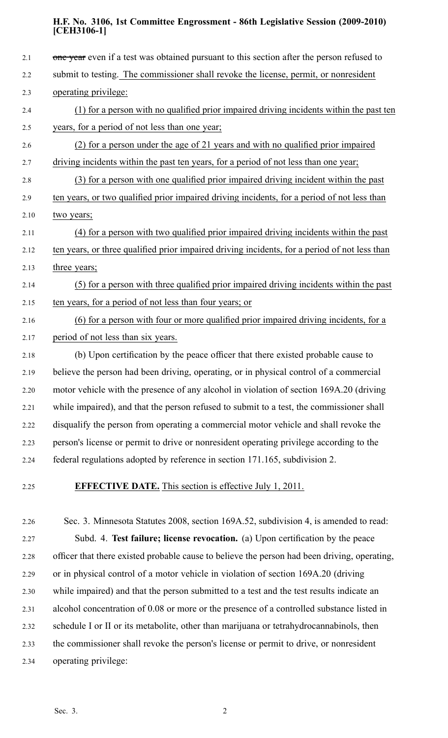~~one year~~ even if a test was obtained pursuant to this section after the person refused to submit to testing. The commissioner shall revoke the license, permit, or nonresident operating privilege:

(1) for a person with no qualified prior impaired driving incidents within the past ten years, for a period of not less than one year;

(2) for a person under the age of 21 years and with no qualified prior impaired driving incidents within the past ten years, for a period of not less than one year;

(3) for a person with one qualified prior impaired driving incident within the past ten years, or two qualified prior impaired driving incidents, for a period of not less than two years;

(4) for a person with two qualified prior impaired driving incidents within the past ten years, or three qualified prior impaired driving incidents, for a period of not less than three years;

(5) for a person with three qualified prior impaired driving incidents within the past ten years, for a period of not less than four years; or

(6) for a person with four or more qualified prior impaired driving incidents, for a period of not less than six years.

(b) Upon certification by the peace officer that there existed probable cause to believe the person had been driving, operating, or in physical control of a commercial motor vehicle with the presence of any alcohol in violation of section 169A.20 (driving while impaired), and that the person refused to submit to a test, the commissioner shall disqualify the person from operating a commercial motor vehicle and shall revoke the person's license or permit to drive or nonresident operating privilege according to the federal regulations adopted by reference in section 171.165, subdivision 2.

**EFFECTIVE DATE.** This section is effective July 1, 2011.

Sec. 3. Minnesota Statutes 2008, section 169A.52, subdivision 4, is amended to read:

Subd. 4. **Test failure; license revocation.** (a) Upon certification by the peace officer that there existed probable cause to believe the person had been driving, operating, or in physical control of a motor vehicle in violation of section 169A.20 (driving while impaired) and that the person submitted to a test and the test results indicate an alcohol concentration of 0.08 or more or the presence of a controlled substance listed in schedule I or II or its metabolite, other than marijuana or tetrahydrocannabinols, then the commissioner shall revoke the person's license or permit to drive, or nonresident operating privilege: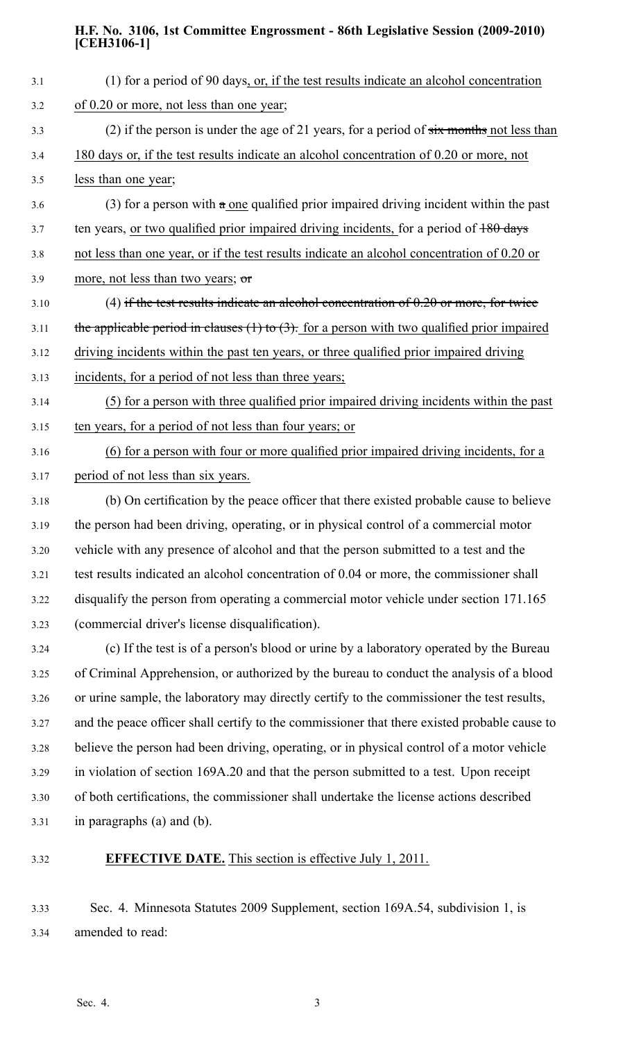(1) for a period of 90 days, or, if the test results indicate an alcohol concentration of 0.20 or more, not less than one year;

(2) if the person is under the age of 21 years, for a period of ~~six months~~ not less than 180 days or, if the test results indicate an alcohol concentration of 0.20 or more, not less than one year;

(3) for a person with ~~a~~ one qualified prior impaired driving incident within the past ten years, or two qualified prior impaired driving incidents, for a period of ~~180 days~~ not less than one year, or if the test results indicate an alcohol concentration of 0.20 or more, not less than two years; ~~or~~

(4) ~~if the test results indicate an alcohol concentration of 0.20 or more, for twice the applicable period in clauses (1) to (3).~~ for a person with two qualified prior impaired driving incidents within the past ten years, or three qualified prior impaired driving incidents, for a period of not less than three years;

(5) for a person with three qualified prior impaired driving incidents within the past ten years, for a period of not less than four years; or

(6) for a person with four or more qualified prior impaired driving incidents, for a period of not less than six years.

(b) On certification by the peace officer that there existed probable cause to believe the person had been driving, operating, or in physical control of a commercial motor vehicle with any presence of alcohol and that the person submitted to a test and the test results indicated an alcohol concentration of 0.04 or more, the commissioner shall disqualify the person from operating a commercial motor vehicle under section 171.165 (commercial driver's license disqualification).

(c) If the test is of a person's blood or urine by a laboratory operated by the Bureau of Criminal Apprehension, or authorized by the bureau to conduct the analysis of a blood or urine sample, the laboratory may directly certify to the commissioner the test results, and the peace officer shall certify to the commissioner that there existed probable cause to believe the person had been driving, operating, or in physical control of a motor vehicle in violation of section 169A.20 and that the person submitted to a test. Upon receipt of both certifications, the commissioner shall undertake the license actions described in paragraphs (a) and (b).

**EFFECTIVE DATE.** This section is effective July 1, 2011.

Sec. 4. Minnesota Statutes 2009 Supplement, section 169A.54, subdivision 1, is amended to read: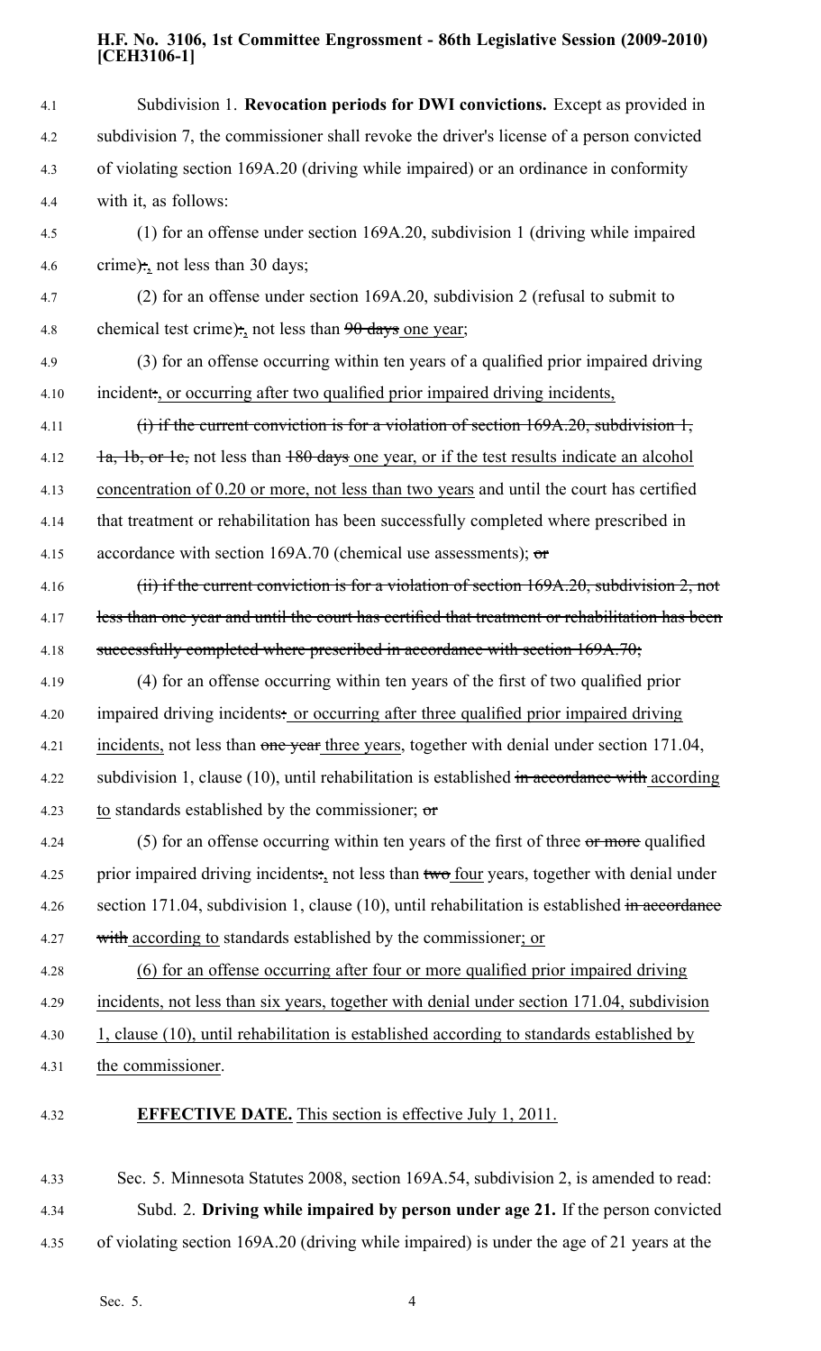Subdivision 1. **Revocation periods for DWI convictions.** Except as provided in subdivision 7, the commissioner shall revoke the driver's license of a person convicted of violating section 169A.20 (driving while impaired) or an ordinance in conformity with it, as follows:

(1) for an offense under section 169A.20, subdivision 1 (driving while impaired crime)~~:~~, not less than 30 days;

(2) for an offense under section 169A.20, subdivision 2 (refusal to submit to chemical test crime)~~:~~, not less than ~~90 days~~ one year;

(3) for an offense occurring within ten years of a qualified prior impaired driving incident~~:~~, or occurring after two qualified prior impaired driving incidents,

~~(i) if the current conviction is for a violation of section 169A.20, subdivision 1, 1a, 1b, or 1c,~~ not less than ~~180 days~~ one year, or if the test results indicate an alcohol concentration of 0.20 or more, not less than two years and until the court has certified that treatment or rehabilitation has been successfully completed where prescribed in accordance with section 169A.70 (chemical use assessments); ~~or~~

~~(ii) if the current conviction is for a violation of section 169A.20, subdivision 2, not less than one year and until the court has certified that treatment or rehabilitation has been successfully completed where prescribed in accordance with section 169A.70;~~

(4) for an offense occurring within ten years of the first of two qualified prior impaired driving incidents~~:~~ or occurring after three qualified prior impaired driving incidents, not less than ~~one year~~ three years, together with denial under section 171.04, subdivision 1, clause (10), until rehabilitation is established ~~in accordance with~~ according to standards established by the commissioner; ~~or~~

(5) for an offense occurring within ten years of the first of three ~~or more~~ qualified prior impaired driving incidents~~:~~, not less than ~~two~~ four years, together with denial under section 171.04, subdivision 1, clause (10), until rehabilitation is established ~~in accordance with~~ according to standards established by the commissioner; or

(6) for an offense occurring after four or more qualified prior impaired driving incidents, not less than six years, together with denial under section 171.04, subdivision 1, clause (10), until rehabilitation is established according to standards established by the commissioner.

**EFFECTIVE DATE.** This section is effective July 1, 2011.

Sec. 5. Minnesota Statutes 2008, section 169A.54, subdivision 2, is amended to read:

Subd. 2. **Driving while impaired by person under age 21.** If the person convicted of violating section 169A.20 (driving while impaired) is under the age of 21 years at the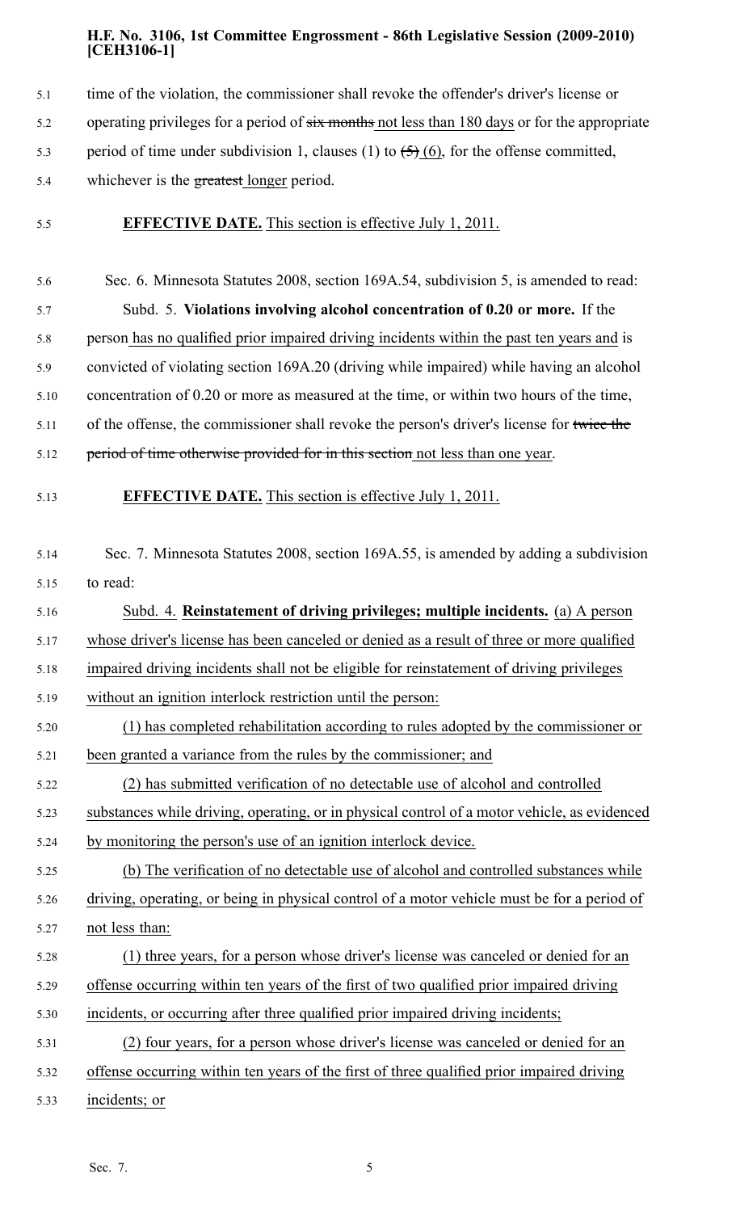time of the violation, the commissioner shall revoke the offender's driver's license or operating privileges for a period of ~~six months~~ not less than 180 days or for the appropriate period of time under subdivision 1, clauses (1) to ~~(5)~~ (6), for the offense committed, whichever is the ~~greatest~~ longer period.

**EFFECTIVE DATE.** This section is effective July 1, 2011.

Sec. 6. Minnesota Statutes 2008, section 169A.54, subdivision 5, is amended to read:

Subd. 5. **Violations involving alcohol concentration of 0.20 or more.** If the person has no qualified prior impaired driving incidents within the past ten years and is convicted of violating section 169A.20 (driving while impaired) while having an alcohol concentration of 0.20 or more as measured at the time, or within two hours of the time, of the offense, the commissioner shall revoke the person's driver's license for ~~twice the period of time otherwise provided for in this section~~ not less than one year.

**EFFECTIVE DATE.** This section is effective July 1, 2011.

Sec. 7. Minnesota Statutes 2008, section 169A.55, is amended by adding a subdivision to read:

Subd. 4. **Reinstatement of driving privileges; multiple incidents.** (a) A person whose driver's license has been canceled or denied as a result of three or more qualified impaired driving incidents shall not be eligible for reinstatement of driving privileges without an ignition interlock restriction until the person:

(1) has completed rehabilitation according to rules adopted by the commissioner or been granted a variance from the rules by the commissioner; and

(2) has submitted verification of no detectable use of alcohol and controlled substances while driving, operating, or in physical control of a motor vehicle, as evidenced by monitoring the person's use of an ignition interlock device.

(b) The verification of no detectable use of alcohol and controlled substances while driving, operating, or being in physical control of a motor vehicle must be for a period of not less than:

(1) three years, for a person whose driver's license was canceled or denied for an offense occurring within ten years of the first of two qualified prior impaired driving incidents, or occurring after three qualified prior impaired driving incidents;

(2) four years, for a person whose driver's license was canceled or denied for an offense occurring within ten years of the first of three qualified prior impaired driving incidents; or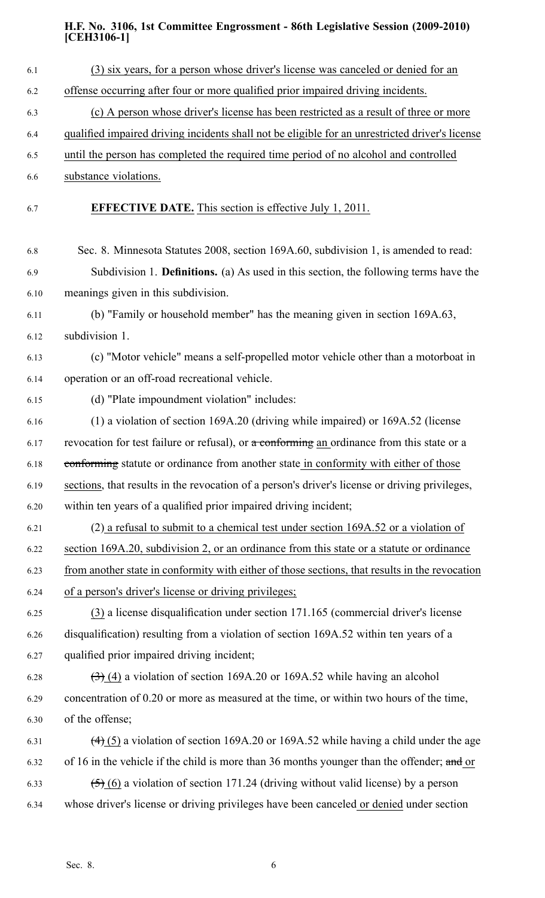(3) six years, for a person whose driver's license was canceled or denied for an offense occurring after four or more qualified prior impaired driving incidents.

(c) A person whose driver's license has been restricted as a result of three or more qualified impaired driving incidents shall not be eligible for an unrestricted driver's license until the person has completed the required time period of no alcohol and controlled substance violations.

**EFFECTIVE DATE.** This section is effective July 1, 2011.

Sec. 8. Minnesota Statutes 2008, section 169A.60, subdivision 1, is amended to read:

Subdivision 1. **Definitions.** (a) As used in this section, the following terms have the meanings given in this subdivision.

(b) "Family or household member" has the meaning given in section 169A.63, subdivision 1.

(c) "Motor vehicle" means a self-propelled motor vehicle other than a motorboat in operation or an off-road recreational vehicle.

(d) "Plate impoundment violation" includes:

(1) a violation of section 169A.20 (driving while impaired) or 169A.52 (license revocation for test failure or refusal), or ~~a conforming~~ an ordinance from this state or a ~~conforming~~ statute or ordinance from another state in conformity with either of those sections, that results in the revocation of a person's driver's license or driving privileges, within ten years of a qualified prior impaired driving incident;

(2) a refusal to submit to a chemical test under section 169A.52 or a violation of section 169A.20, subdivision 2, or an ordinance from this state or a statute or ordinance from another state in conformity with either of those sections, that results in the revocation of a person's driver's license or driving privileges;

(3) a license disqualification under section 171.165 (commercial driver's license disqualification) resulting from a violation of section 169A.52 within ten years of a qualified prior impaired driving incident;

~~(3)~~ (4) a violation of section 169A.20 or 169A.52 while having an alcohol concentration of 0.20 or more as measured at the time, or within two hours of the time, of the offense;

~~(4)~~ (5) a violation of section 169A.20 or 169A.52 while having a child under the age of 16 in the vehicle if the child is more than 36 months younger than the offender; ~~and~~ or

~~(5)~~ (6) a violation of section 171.24 (driving without valid license) by a person whose driver's license or driving privileges have been canceled or denied under section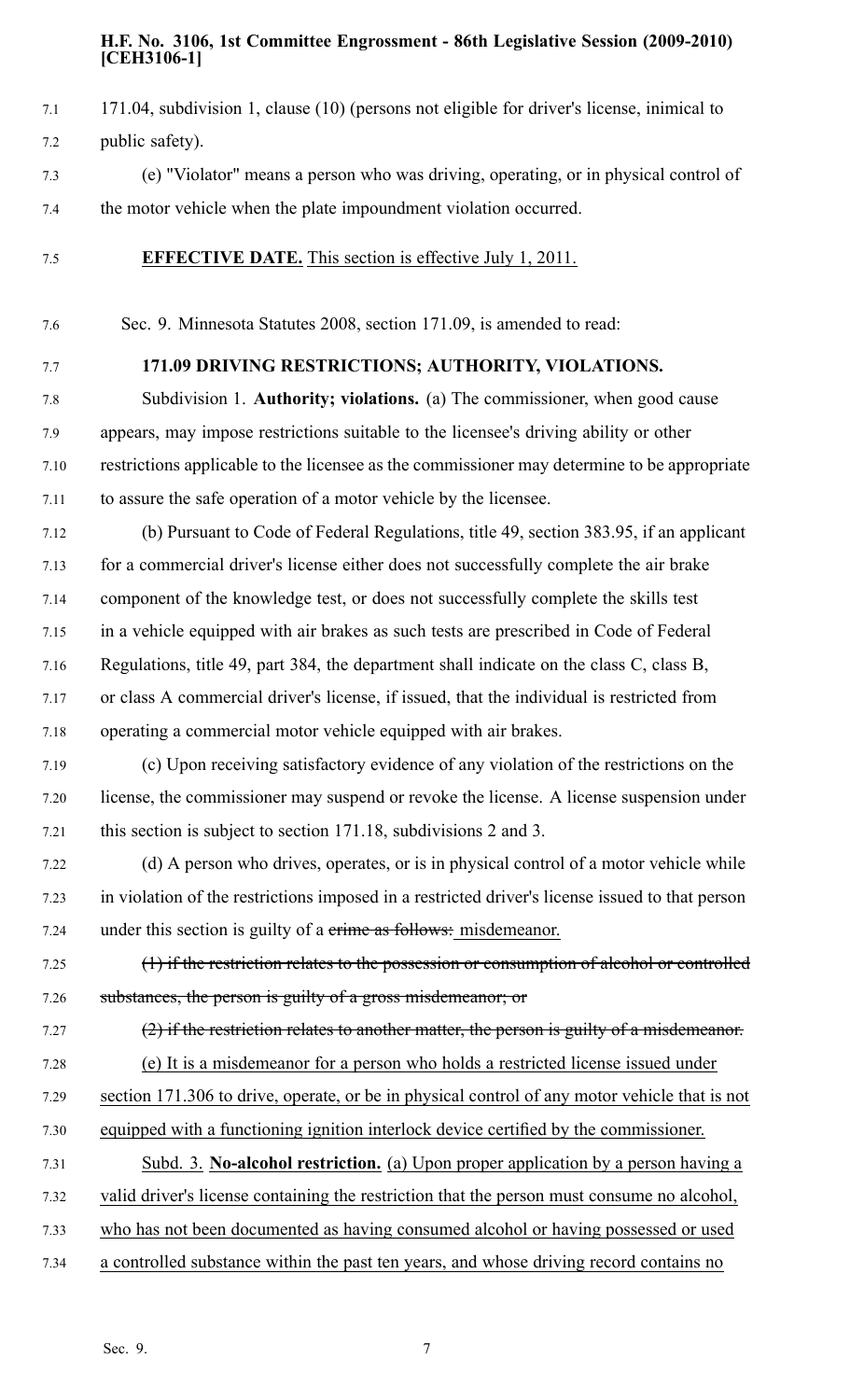171.04, subdivision 1, clause (10) (persons not eligible for driver's license, inimical to public safety).

(e) "Violator" means a person who was driving, operating, or in physical control of the motor vehicle when the plate impoundment violation occurred.

**EFFECTIVE DATE.** This section is effective July 1, 2011.

Sec. 9. Minnesota Statutes 2008, section 171.09, is amended to read:

**171.09 DRIVING RESTRICTIONS; AUTHORITY, VIOLATIONS.**

Subdivision 1. **Authority; violations.** (a) The commissioner, when good cause appears, may impose restrictions suitable to the licensee's driving ability or other restrictions applicable to the licensee as the commissioner may determine to be appropriate to assure the safe operation of a motor vehicle by the licensee.

(b) Pursuant to Code of Federal Regulations, title 49, section 383.95, if an applicant for a commercial driver's license either does not successfully complete the air brake component of the knowledge test, or does not successfully complete the skills test in a vehicle equipped with air brakes as such tests are prescribed in Code of Federal Regulations, title 49, part 384, the department shall indicate on the class C, class B, or class A commercial driver's license, if issued, that the individual is restricted from operating a commercial motor vehicle equipped with air brakes.

(c) Upon receiving satisfactory evidence of any violation of the restrictions on the license, the commissioner may suspend or revoke the license. A license suspension under this section is subject to section 171.18, subdivisions 2 and 3.

(d) A person who drives, operates, or is in physical control of a motor vehicle while in violation of the restrictions imposed in a restricted driver's license issued to that person under this section is guilty of a ~~crime as follows:~~ misdemeanor.

~~(1) if the restriction relates to the possession or consumption of alcohol or controlled substances, the person is guilty of a gross misdemeanor; or~~

~~(2) if the restriction relates to another matter, the person is guilty of a misdemeanor.~~

(e) It is a misdemeanor for a person who holds a restricted license issued under section 171.306 to drive, operate, or be in physical control of any motor vehicle that is not equipped with a functioning ignition interlock device certified by the commissioner.

Subd. 3. **No-alcohol restriction.** (a) Upon proper application by a person having a valid driver's license containing the restriction that the person must consume no alcohol, who has not been documented as having consumed alcohol or having possessed or used a controlled substance within the past ten years, and whose driving record contains no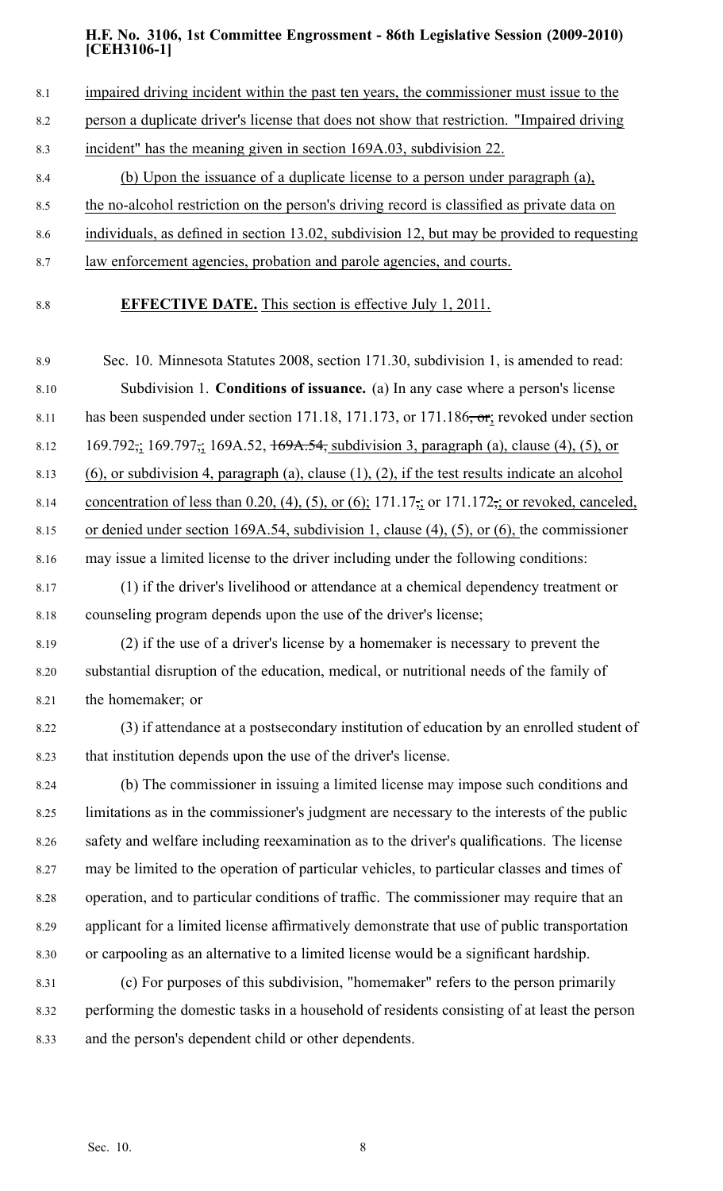impaired driving incident within the past ten years, the commissioner must issue to the person a duplicate driver's license that does not show that restriction. "Impaired driving incident" has the meaning given in section 169A.03, subdivision 22.

(b) Upon the issuance of a duplicate license to a person under paragraph (a), the no-alcohol restriction on the person's driving record is classified as private data on individuals, as defined in section 13.02, subdivision 12, but may be provided to requesting law enforcement agencies, probation and parole agencies, and courts.

**EFFECTIVE DATE.** This section is effective July 1, 2011.

Sec. 10. Minnesota Statutes 2008, section 171.30, subdivision 1, is amended to read:

Subdivision 1. **Conditions of issuance.** (a) In any case where a person's license has been suspended under section 171.18, 171.173, or 171.186~~, or~~; revoked under section 169.792~~,~~; 169.797~~,~~; 169A.52, ~~169A.54,~~ subdivision 3, paragraph (a), clause (4), (5), or (6), or subdivision 4, paragraph (a), clause (1), (2), if the test results indicate an alcohol concentration of less than 0.20, (4), (5), or (6); 171.17~~,~~; or 171.172~~,~~; or revoked, canceled, or denied under section 169A.54, subdivision 1, clause (4), (5), or (6), the commissioner may issue a limited license to the driver including under the following conditions:

(1) if the driver's livelihood or attendance at a chemical dependency treatment or counseling program depends upon the use of the driver's license;

(2) if the use of a driver's license by a homemaker is necessary to prevent the substantial disruption of the education, medical, or nutritional needs of the family of the homemaker; or

(3) if attendance at a postsecondary institution of education by an enrolled student of that institution depends upon the use of the driver's license.

(b) The commissioner in issuing a limited license may impose such conditions and limitations as in the commissioner's judgment are necessary to the interests of the public safety and welfare including reexamination as to the driver's qualifications. The license may be limited to the operation of particular vehicles, to particular classes and times of operation, and to particular conditions of traffic. The commissioner may require that an applicant for a limited license affirmatively demonstrate that use of public transportation or carpooling as an alternative to a limited license would be a significant hardship.

(c) For purposes of this subdivision, "homemaker" refers to the person primarily performing the domestic tasks in a household of residents consisting of at least the person and the person's dependent child or other dependents.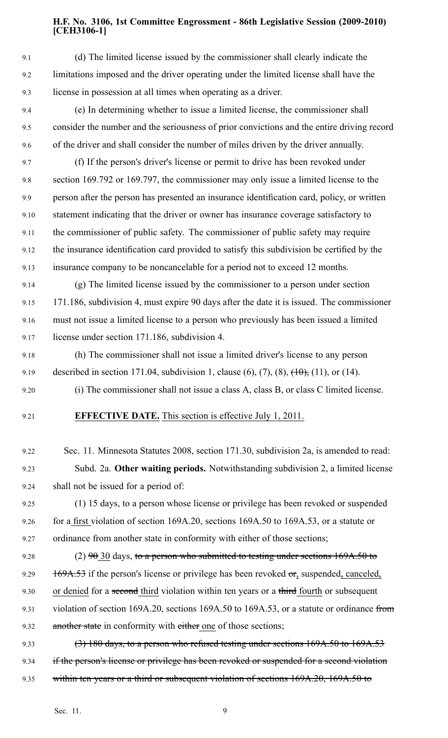(d) The limited license issued by the commissioner shall clearly indicate the limitations imposed and the driver operating under the limited license shall have the license in possession at all times when operating as a driver.

(e) In determining whether to issue a limited license, the commissioner shall consider the number and the seriousness of prior convictions and the entire driving record of the driver and shall consider the number of miles driven by the driver annually.

(f) If the person's driver's license or permit to drive has been revoked under section 169.792 or 169.797, the commissioner may only issue a limited license to the person after the person has presented an insurance identification card, policy, or written statement indicating that the driver or owner has insurance coverage satisfactory to the commissioner of public safety. The commissioner of public safety may require the insurance identification card provided to satisfy this subdivision be certified by the insurance company to be noncancelable for a period not to exceed 12 months.

(g) The limited license issued by the commissioner to a person under section 171.186, subdivision 4, must expire 90 days after the date it is issued. The commissioner must not issue a limited license to a person who previously has been issued a limited license under section 171.186, subdivision 4.

(h) The commissioner shall not issue a limited driver's license to any person described in section 171.04, subdivision 1, clause (6), (7), (8), ~~(10),~~ (11), or (14).

(i) The commissioner shall not issue a class A, class B, or class C limited license.

**EFFECTIVE DATE.** <u>This section is effective July 1, 2011.</u>

Sec. 11. Minnesota Statutes 2008, section 171.30, subdivision 2a, is amended to read:

Subd. 2a. **Other waiting periods.** Notwithstanding subdivision 2, a limited license shall not be issued for a period of:

(1) 15 days, to a person whose license or privilege has been revoked or suspended for a <u>first</u> violation of section 169A.20, sections 169A.50 to 169A.53, or a statute or ordinance from another state in conformity with either of those sections;

(2) ~~90~~ <u>30</u> days, ~~to a person who submitted to testing under sections 169A.50 to 169A.53~~ if the person's license or privilege has been revoked ~~or~~<u>,</u> suspended<u>, canceled, or denied</u> for a ~~second~~ <u>third</u> violation within ten years or a ~~third~~ <u>fourth</u> or subsequent violation of section 169A.20, sections 169A.50 to 169A.53, or a statute or ordinance ~~from another state~~ in conformity with ~~either~~ <u>one</u> of those sections;

~~(3) 180 days, to a person who refused testing under sections 169A.50 to 169A.53 if the person's license or privilege has been revoked or suspended for a second violation within ten years or a third or subsequent violation of sections 169A.20, 169A.50 to~~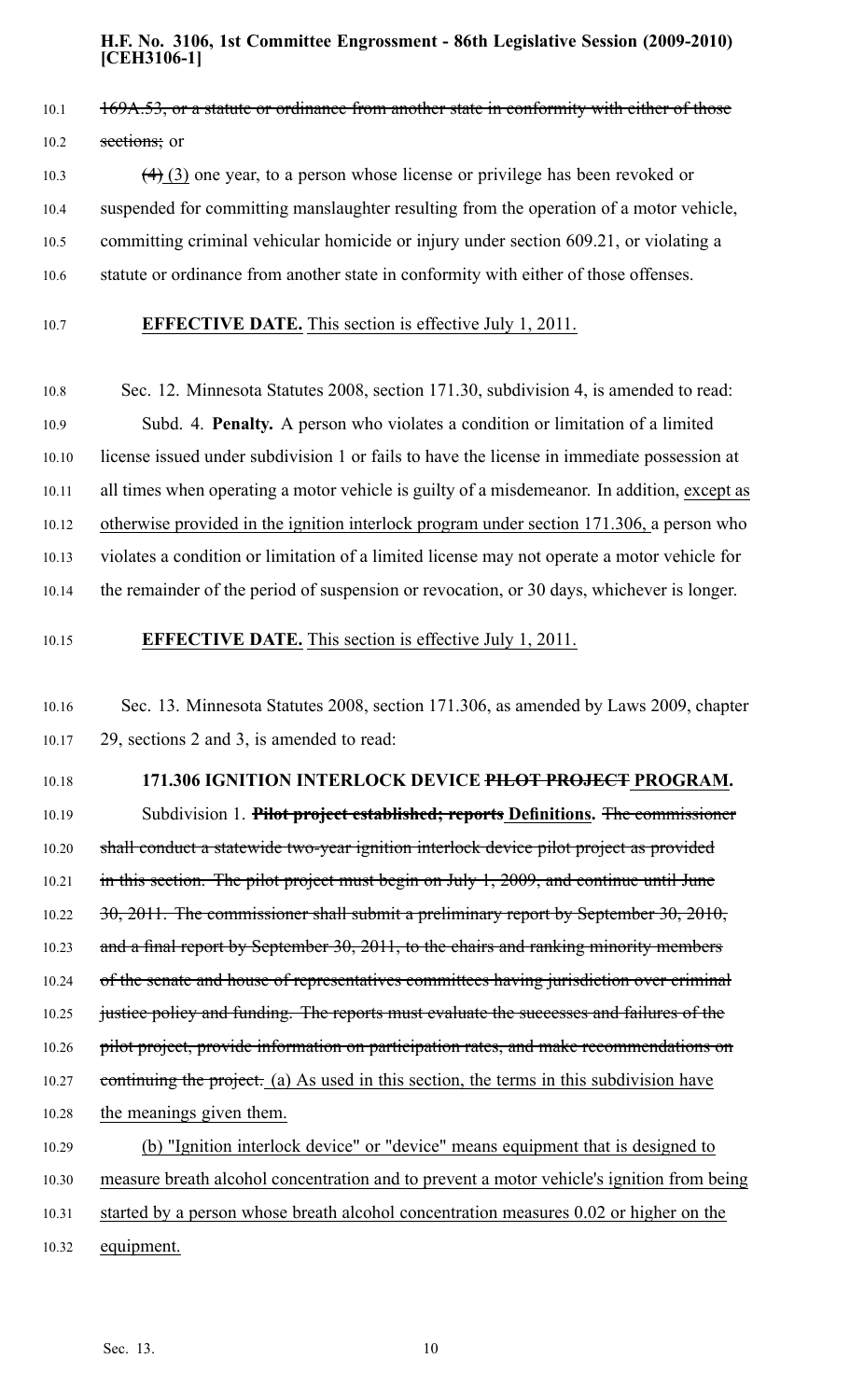169A.53, or a statute or ordinance from another state in conformity with either of those sections; or

(4) (3) one year, to a person whose license or privilege has been revoked or suspended for committing manslaughter resulting from the operation of a motor vehicle, committing criminal vehicular homicide or injury under section 609.21, or violating a statute or ordinance from another state in conformity with either of those offenses.

**EFFECTIVE DATE.** This section is effective July 1, 2011.

Sec. 12. Minnesota Statutes 2008, section 171.30, subdivision 4, is amended to read:

Subd. 4. **Penalty.** A person who violates a condition or limitation of a limited license issued under subdivision 1 or fails to have the license in immediate possession at all times when operating a motor vehicle is guilty of a misdemeanor. In addition, except as otherwise provided in the ignition interlock program under section 171.306, a person who violates a condition or limitation of a limited license may not operate a motor vehicle for the remainder of the period of suspension or revocation, or 30 days, whichever is longer.

**EFFECTIVE DATE.** This section is effective July 1, 2011.

Sec. 13. Minnesota Statutes 2008, section 171.306, as amended by Laws 2009, chapter 29, sections 2 and 3, is amended to read:

**171.306 IGNITION INTERLOCK DEVICE ~~PILOT PROJECT~~ PROGRAM.**

Subdivision 1. **~~Pilot project established; reports~~ Definitions.** ~~The commissioner shall conduct a statewide two-year ignition interlock device pilot project as provided in this section. The pilot project must begin on July 1, 2009, and continue until June 30, 2011. The commissioner shall submit a preliminary report by September 30, 2010, and a final report by September 30, 2011, to the chairs and ranking minority members of the senate and house of representatives committees having jurisdiction over criminal justice policy and funding. The reports must evaluate the successes and failures of the pilot project, provide information on participation rates, and make recommendations on continuing the project.~~ (a) As used in this section, the terms in this subdivision have the meanings given them.

(b) "Ignition interlock device" or "device" means equipment that is designed to measure breath alcohol concentration and to prevent a motor vehicle's ignition from being started by a person whose breath alcohol concentration measures 0.02 or higher on the equipment.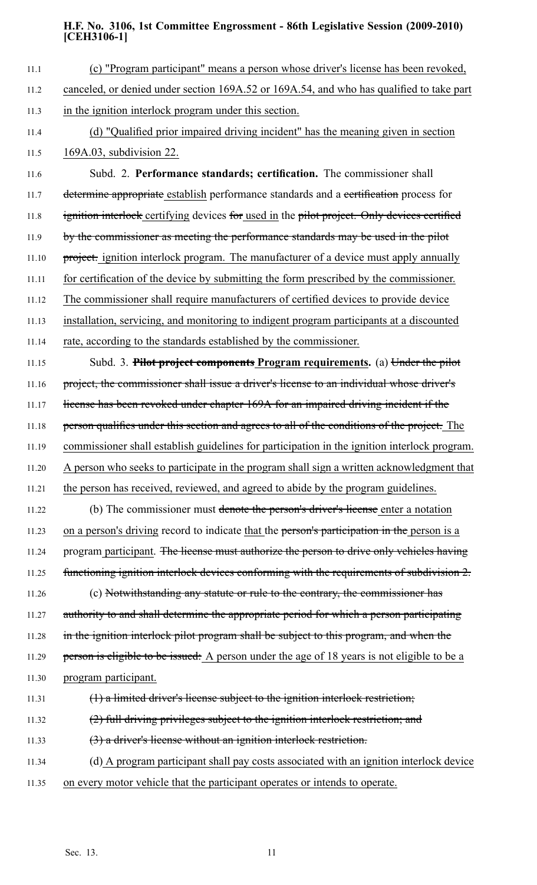<u>(c) "Program participant" means a person whose driver's license has been revoked, canceled, or denied under section 169A.52 or 169A.54, and who has qualified to take part in the ignition interlock program under this section.</u>

<u>(d) "Qualified prior impaired driving incident" has the meaning given in section 169A.03, subdivision 22.</u>

Subd. 2. **Performance standards; certification.** The commissioner shall ~~determine appropriate~~ <u>establish</u> performance standards and a ~~certification~~ process for ~~ignition interlock~~ <u>certifying</u> devices ~~for~~ <u>used in</u> the ~~pilot project. Only devices certified by the commissioner as meeting the performance standards may be used in the pilot project.~~ <u>ignition interlock program. The manufacturer of a device must apply annually for certification of the device by submitting the form prescribed by the commissioner. The commissioner shall require manufacturers of certified devices to provide device installation, servicing, and monitoring to indigent program participants at a discounted rate, according to the standards established by the commissioner.</u>

Subd. 3. ~~**Pilot project components**~~ <u>**Program requirements.**</u> (a) ~~Under the pilot project, the commissioner shall issue a driver's license to an individual whose driver's license has been revoked under chapter 169A for an impaired driving incident if the person qualifies under this section and agrees to all of the conditions of the project.~~ <u>The commissioner shall establish guidelines for participation in the ignition interlock program. A person who seeks to participate in the program shall sign a written acknowledgment that the person has received, reviewed, and agreed to abide by the program guidelines.</u>

(b) The commissioner must ~~denote the person's driver's license~~ <u>enter a notation on a person's driving</u> record to indicate <u>that</u> the ~~person's participation in the~~ <u>person is a</u> program <u>participant</u>. ~~The license must authorize the person to drive only vehicles having functioning ignition interlock devices conforming with the requirements of subdivision 2.~~

(c) ~~Notwithstanding any statute or rule to the contrary, the commissioner has authority to and shall determine the appropriate period for which a person participating in the ignition interlock pilot program shall be subject to this program, and when the person is eligible to be issued:~~ <u>A person under the age of 18 years is not eligible to be a program participant.</u>

~~(1) a limited driver's license subject to the ignition interlock restriction;~~

~~(2) full driving privileges subject to the ignition interlock restriction; and~~

~~(3) a driver's license without an ignition interlock restriction.~~

(d) <u>A program participant shall pay costs associated with an ignition interlock device on every motor vehicle that the participant operates or intends to operate.</u>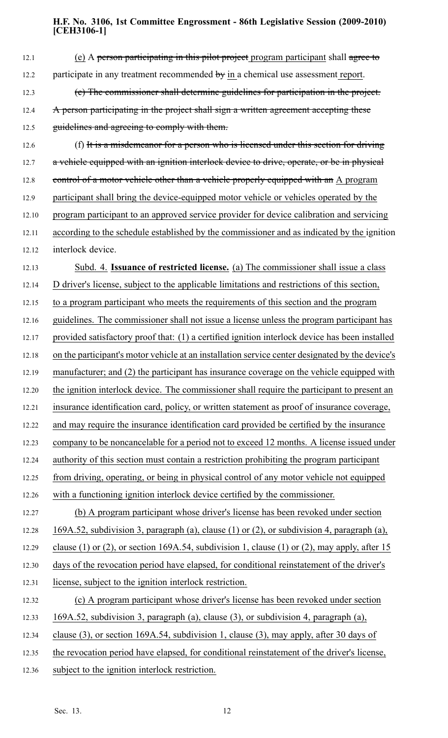(e) A ~~person participating in this pilot project~~ program participant shall ~~agree to~~ participate in any treatment recommended ~~by~~ in a chemical use assessment report.

~~(e) The commissioner shall determine guidelines for participation in the project. A person participating in the project shall sign a written agreement accepting these guidelines and agreeing to comply with them.~~

(f) ~~It is a misdemeanor for a person who is licensed under this section for driving a vehicle equipped with an ignition interlock device to drive, operate, or be in physical control of a motor vehicle other than a vehicle properly equipped with an~~ A program participant shall bring the device-equipped motor vehicle or vehicles operated by the program participant to an approved service provider for device calibration and servicing according to the schedule established by the commissioner and as indicated by the ignition interlock device.

Subd. 4. **Issuance of restricted license.** (a) The commissioner shall issue a class D driver's license, subject to the applicable limitations and restrictions of this section, to a program participant who meets the requirements of this section and the program guidelines. The commissioner shall not issue a license unless the program participant has provided satisfactory proof that: (1) a certified ignition interlock device has been installed on the participant's motor vehicle at an installation service center designated by the device's manufacturer; and (2) the participant has insurance coverage on the vehicle equipped with the ignition interlock device. The commissioner shall require the participant to present an insurance identification card, policy, or written statement as proof of insurance coverage, and may require the insurance identification card provided be certified by the insurance company to be noncancelable for a period not to exceed 12 months. A license issued under authority of this section must contain a restriction prohibiting the program participant from driving, operating, or being in physical control of any motor vehicle not equipped with a functioning ignition interlock device certified by the commissioner.

(b) A program participant whose driver's license has been revoked under section 169A.52, subdivision 3, paragraph (a), clause (1) or (2), or subdivision 4, paragraph (a), clause (1) or (2), or section 169A.54, subdivision 1, clause (1) or (2), may apply, after 15 days of the revocation period have elapsed, for conditional reinstatement of the driver's license, subject to the ignition interlock restriction.

(c) A program participant whose driver's license has been revoked under section 169A.52, subdivision 3, paragraph (a), clause (3), or subdivision 4, paragraph (a), clause (3), or section 169A.54, subdivision 1, clause (3), may apply, after 30 days of the revocation period have elapsed, for conditional reinstatement of the driver's license, subject to the ignition interlock restriction.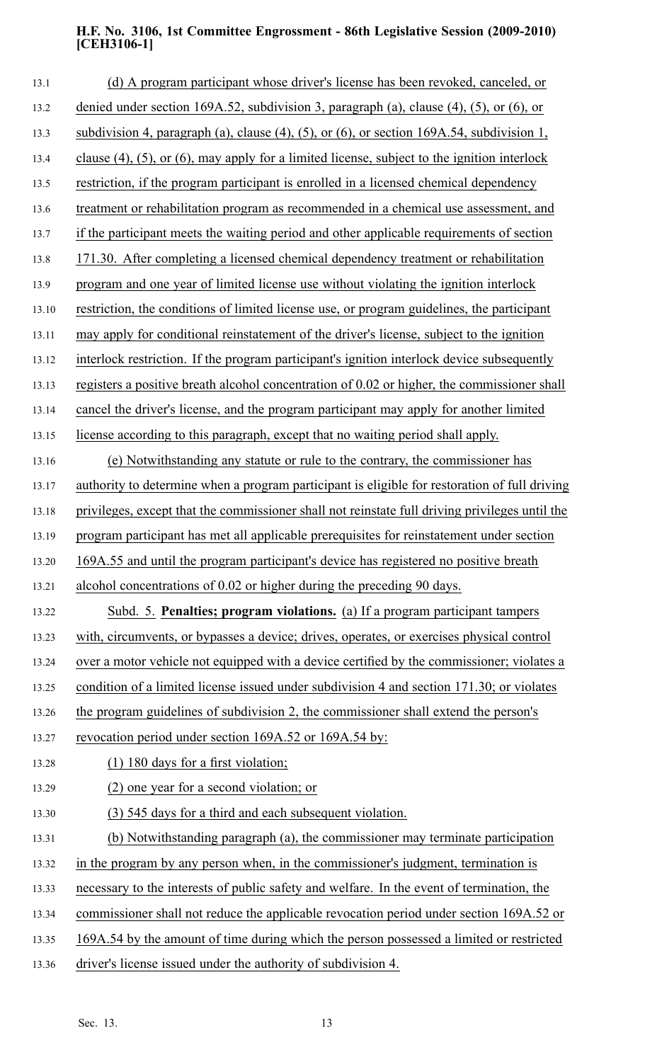(d) A program participant whose driver's license has been revoked, canceled, or denied under section 169A.52, subdivision 3, paragraph (a), clause (4), (5), or (6), or subdivision 4, paragraph (a), clause (4), (5), or (6), or section 169A.54, subdivision 1, clause (4), (5), or (6), may apply for a limited license, subject to the ignition interlock restriction, if the program participant is enrolled in a licensed chemical dependency treatment or rehabilitation program as recommended in a chemical use assessment, and if the participant meets the waiting period and other applicable requirements of section 171.30. After completing a licensed chemical dependency treatment or rehabilitation program and one year of limited license use without violating the ignition interlock restriction, the conditions of limited license use, or program guidelines, the participant may apply for conditional reinstatement of the driver's license, subject to the ignition interlock restriction. If the program participant's ignition interlock device subsequently registers a positive breath alcohol concentration of 0.02 or higher, the commissioner shall cancel the driver's license, and the program participant may apply for another limited license according to this paragraph, except that no waiting period shall apply.

(e) Notwithstanding any statute or rule to the contrary, the commissioner has authority to determine when a program participant is eligible for restoration of full driving privileges, except that the commissioner shall not reinstate full driving privileges until the program participant has met all applicable prerequisites for reinstatement under section 169A.55 and until the program participant's device has registered no positive breath alcohol concentrations of 0.02 or higher during the preceding 90 days.

Subd. 5. **Penalties; program violations.** (a) If a program participant tampers with, circumvents, or bypasses a device; drives, operates, or exercises physical control over a motor vehicle not equipped with a device certified by the commissioner; violates a condition of a limited license issued under subdivision 4 and section 171.30; or violates the program guidelines of subdivision 2, the commissioner shall extend the person's revocation period under section 169A.52 or 169A.54 by:

(1) 180 days for a first violation;

(2) one year for a second violation; or

(3) 545 days for a third and each subsequent violation.

(b) Notwithstanding paragraph (a), the commissioner may terminate participation in the program by any person when, in the commissioner's judgment, termination is necessary to the interests of public safety and welfare. In the event of termination, the commissioner shall not reduce the applicable revocation period under section 169A.52 or 169A.54 by the amount of time during which the person possessed a limited or restricted driver's license issued under the authority of subdivision 4.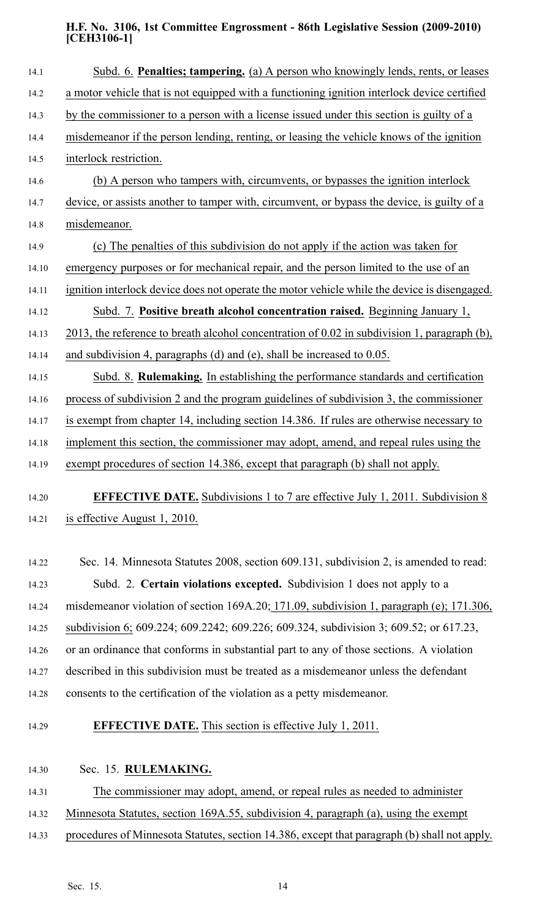Subd. 6. **Penalties; tampering.** (a) A person who knowingly lends, rents, or leases a motor vehicle that is not equipped with a functioning ignition interlock device certified by the commissioner to a person with a license issued under this section is guilty of a misdemeanor if the person lending, renting, or leasing the vehicle knows of the ignition interlock restriction.

(b) A person who tampers with, circumvents, or bypasses the ignition interlock device, or assists another to tamper with, circumvent, or bypass the device, is guilty of a misdemeanor.

(c) The penalties of this subdivision do not apply if the action was taken for emergency purposes or for mechanical repair, and the person limited to the use of an ignition interlock device does not operate the motor vehicle while the device is disengaged.

Subd. 7. **Positive breath alcohol concentration raised.** Beginning January 1, 2013, the reference to breath alcohol concentration of 0.02 in subdivision 1, paragraph (b), and subdivision 4, paragraphs (d) and (e), shall be increased to 0.05.

Subd. 8. **Rulemaking.** In establishing the performance standards and certification process of subdivision 2 and the program guidelines of subdivision 3, the commissioner is exempt from chapter 14, including section 14.386. If rules are otherwise necessary to implement this section, the commissioner may adopt, amend, and repeal rules using the exempt procedures of section 14.386, except that paragraph (b) shall not apply.

**EFFECTIVE DATE.** Subdivisions 1 to 7 are effective July 1, 2011. Subdivision 8 is effective August 1, 2010.

Sec. 14. Minnesota Statutes 2008, section 609.131, subdivision 2, is amended to read:

Subd. 2. **Certain violations excepted.** Subdivision 1 does not apply to a misdemeanor violation of section 169A.20; 171.09, subdivision 1, paragraph (e); 171.306, subdivision 6; 609.224; 609.2242; 609.226; 609.324, subdivision 3; 609.52; or 617.23, or an ordinance that conforms in substantial part to any of those sections. A violation described in this subdivision must be treated as a misdemeanor unless the defendant consents to the certification of the violation as a petty misdemeanor.

**EFFECTIVE DATE.** This section is effective July 1, 2011.

Sec. 15. **RULEMAKING.**

The commissioner may adopt, amend, or repeal rules as needed to administer Minnesota Statutes, section 169A.55, subdivision 4, paragraph (a), using the exempt procedures of Minnesota Statutes, section 14.386, except that paragraph (b) shall not apply.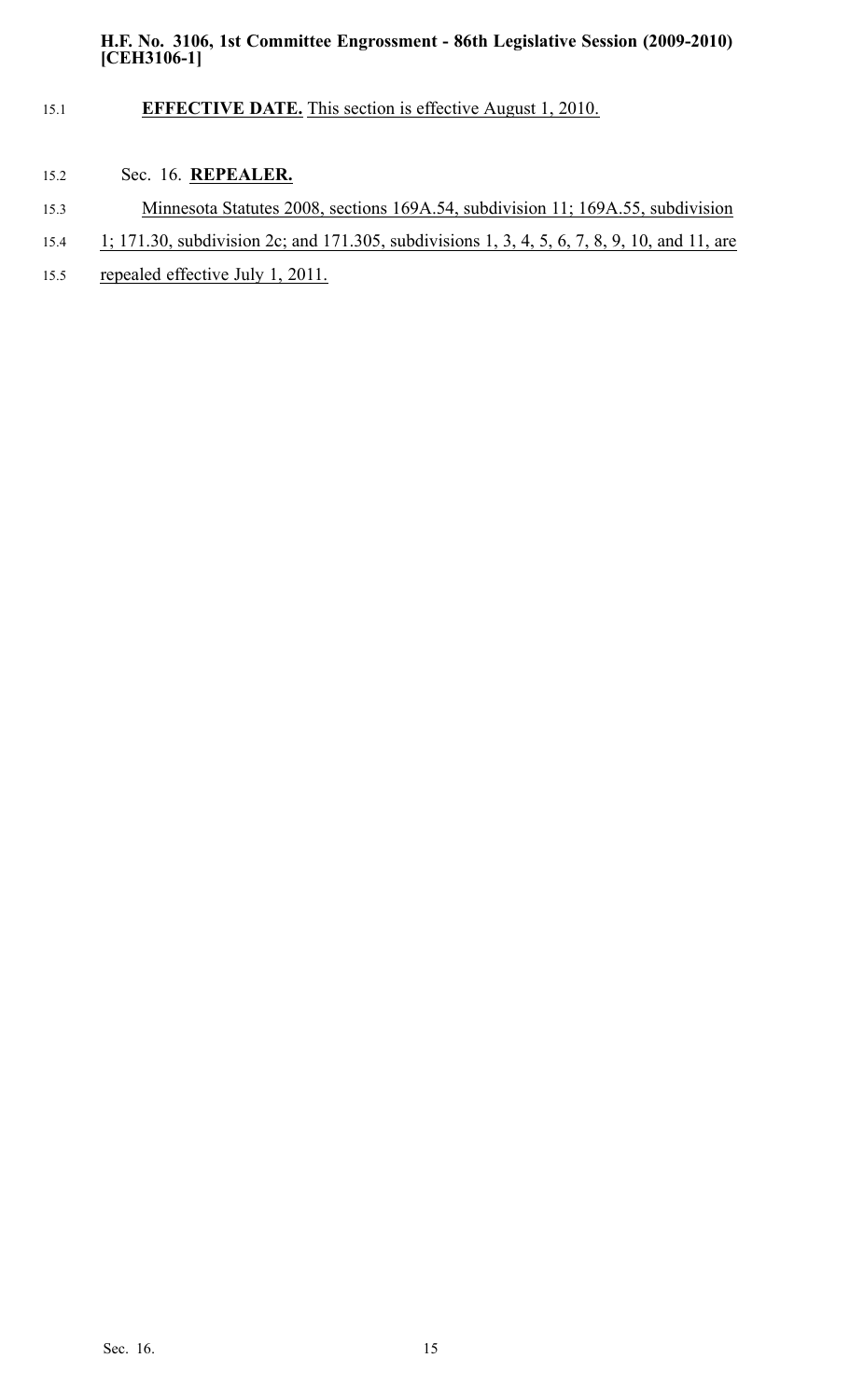**EFFECTIVE DATE.** This section is effective August 1, 2010.

Sec. 16. **REPEALER.**

Minnesota Statutes 2008, sections 169A.54, subdivision 11; 169A.55, subdivision 1; 171.30, subdivision 2c; and 171.305, subdivisions 1, 3, 4, 5, 6, 7, 8, 9, 10, and 11, are repealed effective July 1, 2011.